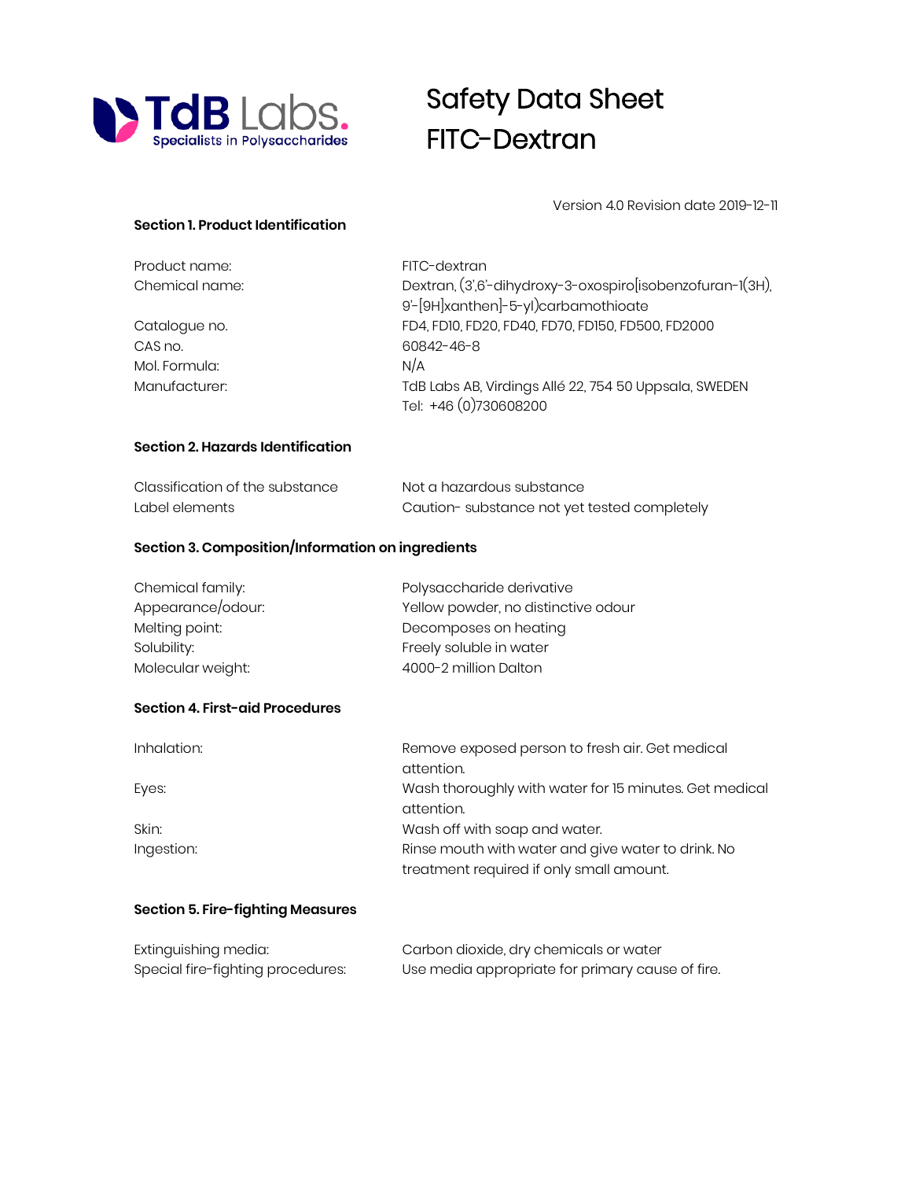TdB Labs. Specialists in Polysaccharides

# Safety Data Sheet
# FITC-Dextran

Version 4.0 Revision date 2019-12-11

## Section 1. Product Identification

| | |
|---|---|
| Product name: | FITC-dextran |
| Chemical name: | Dextran, (3',6'-dihydroxy-3-oxospiro[isobenzofuran-1(3H), 9'-[9H]xanthen]-5-yl)carbamothioate |
| Catalogue no. | FD4, FD10, FD20, FD40, FD70, FD150, FD500, FD2000 |
| CAS no. | 60842-46-8 |
| Mol. Formula: | N/A |
| Manufacturer: | TdB Labs AB, Virdings Allé 22, 754 50 Uppsala, SWEDEN<br>Tel: +46 (0)730608200 |

## Section 2. Hazards Identification

| | |
|---|---|
| Classification of the substance | Not a hazardous substance |
| Label elements | Caution- substance not yet tested completely |

## Section 3. Composition/Information on ingredients

| | |
|---|---|
| Chemical family: | Polysaccharide derivative |
| Appearance/odour: | Yellow powder, no distinctive odour |
| Melting point: | Decomposes on heating |
| Solubility: | Freely soluble in water |
| Molecular weight: | 4000-2 million Dalton |

## Section 4. First-aid Procedures

| | |
|---|---|
| Inhalation: | Remove exposed person to fresh air. Get medical attention. |
| Eyes: | Wash thoroughly with water for 15 minutes. Get medical attention. |
| Skin: | Wash off with soap and water. |
| Ingestion: | Rinse mouth with water and give water to drink. No treatment required if only small amount. |

## Section 5. Fire-fighting Measures

| | |
|---|---|
| Extinguishing media: | Carbon dioxide, dry chemicals or water |
| Special fire-fighting procedures: | Use media appropriate for primary cause of fire. |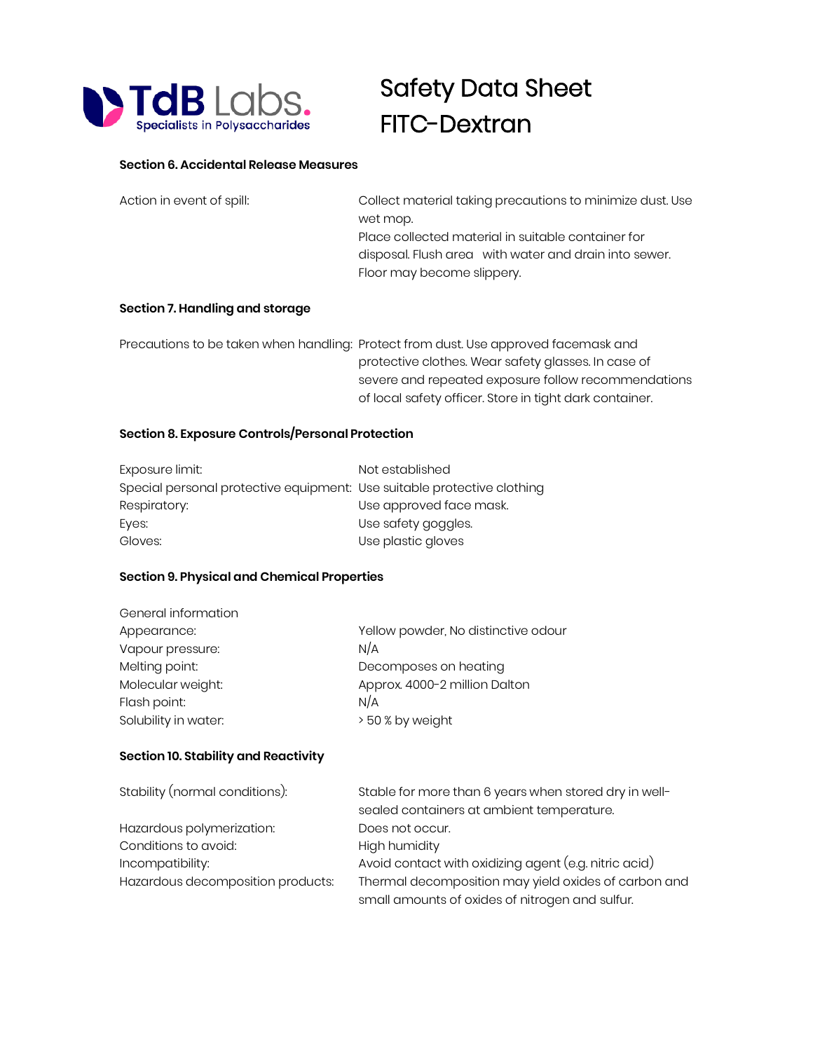# Safety Data Sheet FITC-Dextran

**Section 6. Accidental Release Measures**

| | |
|---|---|
| Action in event of spill: | Collect material taking precautions to minimize dust. Use wet mop. Place collected material in suitable container for disposal. Flush area with water and drain into sewer. Floor may become slippery. |

**Section 7. Handling and storage**

| | |
|---|---|
| Precautions to be taken when handling: | Protect from dust. Use approved facemask and protective clothes. Wear safety glasses. In case of severe and repeated exposure follow recommendations of local safety officer. Store in tight dark container. |

**Section 8. Exposure Controls/Personal Protection**

| | |
|---|---|
| Exposure limit: | Not established |
| Special personal protective equipment: | Use suitable protective clothing |
| Respiratory: | Use approved face mask. |
| Eyes: | Use safety goggles. |
| Gloves: | Use plastic gloves |

**Section 9. Physical and Chemical Properties**

| | |
|---|---|
| General information | |
| Appearance: | Yellow powder, No distinctive odour |
| Vapour pressure: | N/A |
| Melting point: | Decomposes on heating |
| Molecular weight: | Approx. 4000-2 million Dalton |
| Flash point: | N/A |
| Solubility in water: | > 50 % by weight |

**Section 10. Stability and Reactivity**

| | |
|---|---|
| Stability (normal conditions): | Stable for more than 6 years when stored dry in well-sealed containers at ambient temperature. |
| Hazardous polymerization: | Does not occur. |
| Conditions to avoid: | High humidity |
| Incompatibility: | Avoid contact with oxidizing agent (e.g. nitric acid) |
| Hazardous decomposition products: | Thermal decomposition may yield oxides of carbon and small amounts of oxides of nitrogen and sulfur. |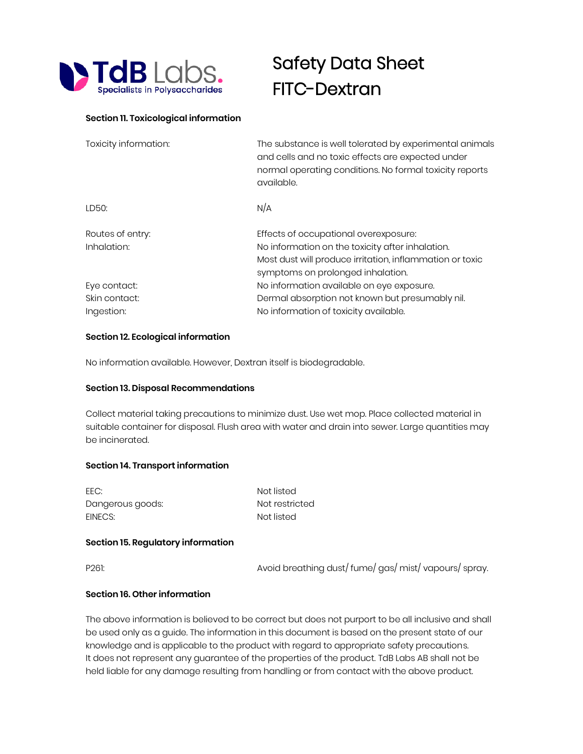## Section 11. Toxicological information

| | |
|---|---|
| Toxicity information: | The substance is well tolerated by experimental animals and cells and no toxic effects are expected under normal operating conditions. No formal toxicity reports available. |
| LD50: | N/A |
| Routes of entry: | Effects of occupational overexposure: |
| Inhalation: | No information on the toxicity after inhalation. Most dust will produce irritation, inflammation or toxic symptoms on prolonged inhalation. |
| Eye contact: | No information available on eye exposure. |
| Skin contact: | Dermal absorption not known but presumably nil. |
| Ingestion: | No information of toxicity available. |

## Section 12. Ecological information

No information available. However, Dextran itself is biodegradable.

## Section 13. Disposal Recommendations

Collect material taking precautions to minimize dust. Use wet mop. Place collected material in suitable container for disposal. Flush area with water and drain into sewer. Large quantities may be incinerated.

## Section 14. Transport information

| | |
|---|---|
| EEC: | Not listed |
| Dangerous goods: | Not restricted |
| EINECS: | Not listed |

## Section 15. Regulatory information

| | |
|---|---|
| P261: | Avoid breathing dust/ fume/ gas/ mist/ vapours/ spray. |

## Section 16. Other information

The above information is believed to be correct but does not purport to be all inclusive and shall be used only as a guide. The information in this document is based on the present state of our knowledge and is applicable to the product with regard to appropriate safety precautions. It does not represent any guarantee of the properties of the product. TdB Labs AB shall not be held liable for any damage resulting from handling or from contact with the above product.